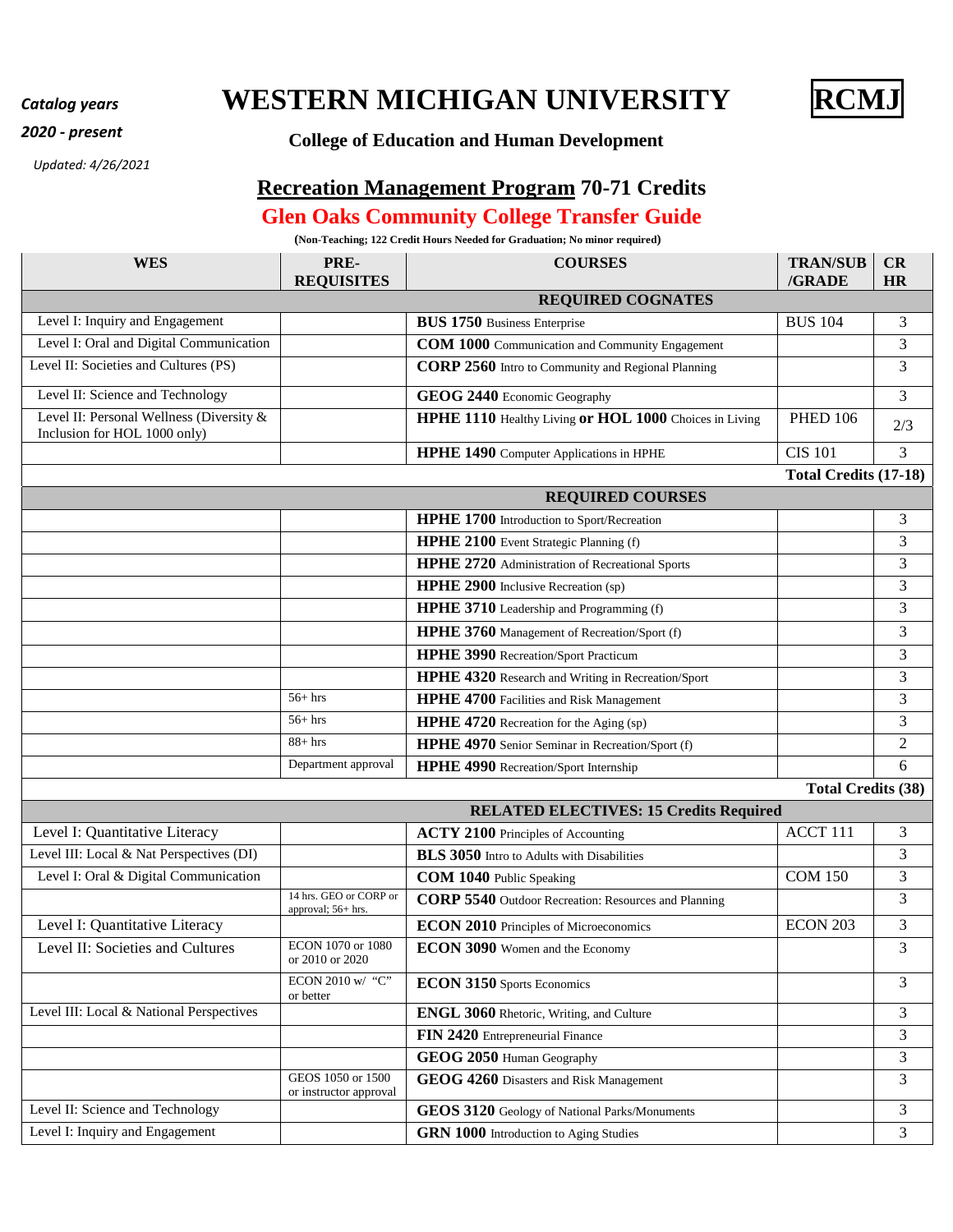*Catalog years*

*2020 - present*

*Updated: 4/26/2021*

# WESTERN MICHIGAN UNIVERSITY

**RCMJ**

### College of Education and Human Development

## Recreation Management Program 70-71 Credits

## Glen Oaks Community College Transfer Guide

**(Non-Teaching; 122 Credit Hours Needed for Graduation; No minor required)**

| WES | PRE-REQUISITES | COURSES | TRAN/SUB /GRADE | CR HR |
|---|---|---|---|---|
| | | **REQUIRED COGNATES** | | |
| Level I: Inquiry and Engagement | | **BUS 1750** Business Enterprise | BUS 104 | 3 |
| Level I: Oral and Digital Communication | | **COM 1000** Communication and Community Engagement | | 3 |
| Level II: Societies and Cultures (PS) | | **CORP 2560** Intro to Community and Regional Planning | | 3 |
| Level II: Science and Technology | | **GEOG 2440** Economic Geography | | 3 |
| Level II: Personal Wellness (Diversity & Inclusion for HOL 1000 only) | | **HPHE 1110** Healthy Living **or HOL 1000** Choices in Living | PHED 106 | 2/3 |
| | | **HPHE 1490** Computer Applications in HPHE | CIS 101 | 3 |
| | | | **Total Credits (17-18)** | |
| | | **REQUIRED COURSES** | | |
| | | **HPHE 1700** Introduction to Sport/Recreation | | 3 |
| | | **HPHE 2100** Event Strategic Planning (f) | | 3 |
| | | **HPHE 2720** Administration of Recreational Sports | | 3 |
| | | **HPHE 2900** Inclusive Recreation (sp) | | 3 |
| | | **HPHE 3710** Leadership and Programming (f) | | 3 |
| | | **HPHE 3760** Management of Recreation/Sport (f) | | 3 |
| | | **HPHE 3990** Recreation/Sport Practicum | | 3 |
| | | **HPHE 4320** Research and Writing in Recreation/Sport | | 3 |
| | 56+ hrs | **HPHE 4700** Facilities and Risk Management | | 3 |
| | 56+ hrs | **HPHE 4720** Recreation for the Aging (sp) | | 3 |
| | 88+ hrs | **HPHE 4970** Senior Seminar in Recreation/Sport (f) | | 2 |
| | Department approval | **HPHE 4990** Recreation/Sport Internship | | 6 |
| | | | **Total Credits (38)** | |
| | | **RELATED ELECTIVES: 15 Credits Required** | | |
| Level I: Quantitative Literacy | | **ACTY 2100** Principles of Accounting | ACCT 111 | 3 |
| Level III: Local & Nat Perspectives (DI) | | **BLS 3050** Intro to Adults with Disabilities | | 3 |
| Level I: Oral & Digital Communication | | **COM 1040** Public Speaking | COM 150 | 3 |
| | 14 hrs. GEO or CORP or approval; 56+ hrs. | **CORP 5540** Outdoor Recreation: Resources and Planning | | 3 |
| Level I: Quantitative Literacy | | **ECON 2010** Principles of Microeconomics | ECON 203 | 3 |
| Level II: Societies and Cultures | ECON 1070 or 1080 or 2010 or 2020 | **ECON 3090** Women and the Economy | | 3 |
| | ECON 2010 w/ "C" or better | **ECON 3150** Sports Economics | | 3 |
| Level III: Local & National Perspectives | | **ENGL 3060** Rhetoric, Writing, and Culture | | 3 |
| | | **FIN 2420** Entrepreneurial Finance | | 3 |
| | | **GEOG 2050** Human Geography | | 3 |
| | GEOS 1050 or 1500 or instructor approval | **GEOG 4260** Disasters and Risk Management | | 3 |
| Level II: Science and Technology | | **GEOS 3120** Geology of National Parks/Monuments | | 3 |
| Level I: Inquiry and Engagement | | **GRN 1000** Introduction to Aging Studies | | 3 |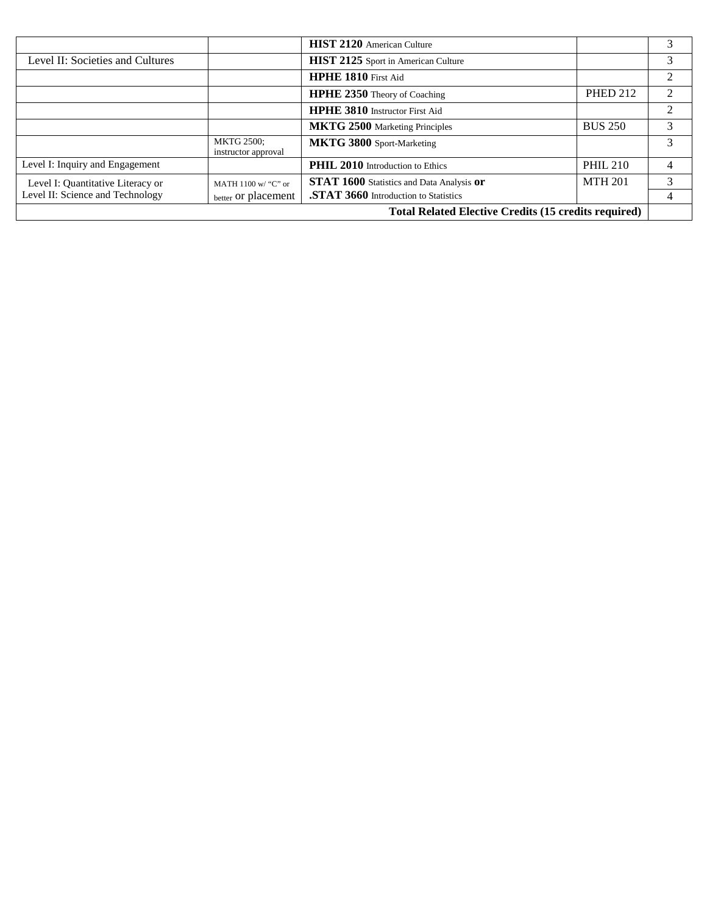| | | | | |
|---|---|---|---|---|
| | | **HIST 2120** American Culture | | 3 |
| Level II: Societies and Cultures | | **HIST 2125** Sport in American Culture | | 3 |
| | | **HPHE 1810** First Aid | | 2 |
| | | **HPHE 2350** Theory of Coaching | PHED 212 | 2 |
| | | **HPHE 3810** Instructor First Aid | | 2 |
| | | **MKTG 2500** Marketing Principles | BUS 250 | 3 |
| | MKTG 2500; instructor approval | **MKTG 3800** Sport-Marketing | | 3 |
| Level I: Inquiry and Engagement | | **PHIL 2010** Introduction to Ethics | PHIL 210 | 4 |
| Level I: Quantitative Literacy or Level II: Science and Technology | MATH 1100 w/ "C" or better or placement | **STAT 1600** Statistics and Data Analysis **or** | MTH 201 | 3 |
| | | **.STAT 3660** Introduction to Statistics | | 4 |
| **Total Related Elective Credits (15 credits required)** | | | | |